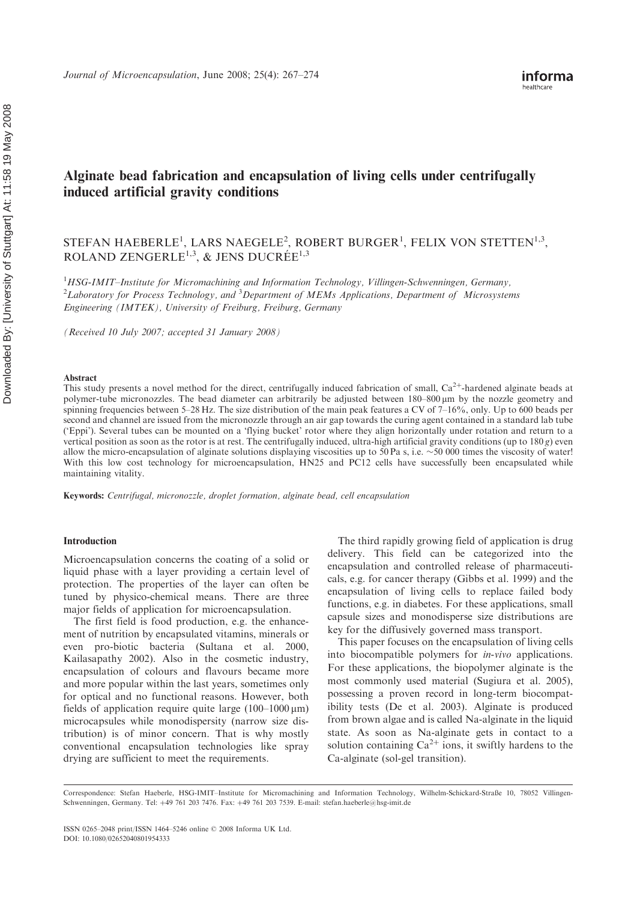# Alginate bead fabrication and encapsulation of living cells under centrifugally induced artificial gravity conditions

STEFAN HAEBERLE[1], LARS NAEGELE[2], ROBERT BURGER[1], FELIX VON STETTEN[1,3], ROLAND ZENGERLE[1,3], & JENS DUCRÉE[1,3]

[1]*HSG-IMIT–Institute for Micromachining and Information Technology, Villingen-Schwenningen, Germany,* [2]*Laboratory for Process Technology, and* [3]*Department of MEMs Applications, Department of Microsystems Engineering (IMTEK), University of Freiburg, Freiburg, Germany*

*(Received 10 July 2007; accepted 31 January 2008)*

#### Abstract

This study presents a novel method for the direct, centrifugally induced fabrication of small, $Ca^{2+}$-hardened alginate beads at polymer-tube micronozzles. The bead diameter can arbitrarily be adjusted between 180–800 µm by the nozzle geometry and spinning frequencies between 5–28 Hz. The size distribution of the main peak features a CV of 7–16%, only. Up to 600 beads per second and channel are issued from the micronozzle through an air gap towards the curing agent contained in a standard lab tube ('Eppi'). Several tubes can be mounted on a 'flying bucket' rotor where they align horizontally under rotation and return to a vertical position as soon as the rotor is at rest. The centrifugally induced, ultra-high artificial gravity conditions (up to 180 *g*) even allow the micro-encapsulation of alginate solutions displaying viscosities up to 50 Pa s, i.e. ~50 000 times the viscosity of water! With this low cost technology for microencapsulation, HN25 and PC12 cells have successfully been encapsulated while maintaining vitality.

**Keywords:** *Centrifugal, micronozzle, droplet formation, alginate bead, cell encapsulation*

#### Introduction

Microencapsulation concerns the coating of a solid or liquid phase with a layer providing a certain level of protection. The properties of the layer can often be tuned by physico-chemical means. There are three major fields of application for microencapsulation.

The first field is food production, e.g. the enhancement of nutrition by encapsulated vitamins, minerals or even pro-biotic bacteria (Sultana et al. 2000, Kailasapathy 2002). Also in the cosmetic industry, encapsulation of colours and flavours became more and more popular within the last years, sometimes only for optical and no functional reasons. However, both fields of application require quite large (100–1000 µm) microcapsules while monodispersity (narrow size distribution) is of minor concern. That is why mostly conventional encapsulation technologies like spray drying are sufficient to meet the requirements.

The third rapidly growing field of application is drug delivery. This field can be categorized into the encapsulation and controlled release of pharmaceuticals, e.g. for cancer therapy (Gibbs et al. 1999) and the encapsulation of living cells to replace failed body functions, e.g. in diabetes. For these applications, small capsule sizes and monodisperse size distributions are key for the diffusively governed mass transport.

This paper focuses on the encapsulation of living cells into biocompatible polymers for *in-vivo* applications. For these applications, the biopolymer alginate is the most commonly used material (Sugiura et al. 2005), possessing a proven record in long-term biocompatibility tests (De et al. 2003). Alginate is produced from brown algae and is called Na-alginate in the liquid state. As soon as Na-alginate gets in contact to a solution containing $Ca^{2+}$ ions, it swiftly hardens to the Ca-alginate (sol-gel transition).

Correspondence: Stefan Haeberle, HSG-IMIT–Institute for Micromachining and Information Technology, Wilhelm-Schickard-Straße 10, 78052 Villingen-Schwenningen, Germany. Tel: +49 761 203 7476. Fax: +49 761 203 7539. E-mail: stefan.haeberle@hsg-imit.de

ISSN 0265–2048 print/ISSN 1464–5246 online © 2008 Informa UK Ltd.
DOI: 10.1080/02652040801954333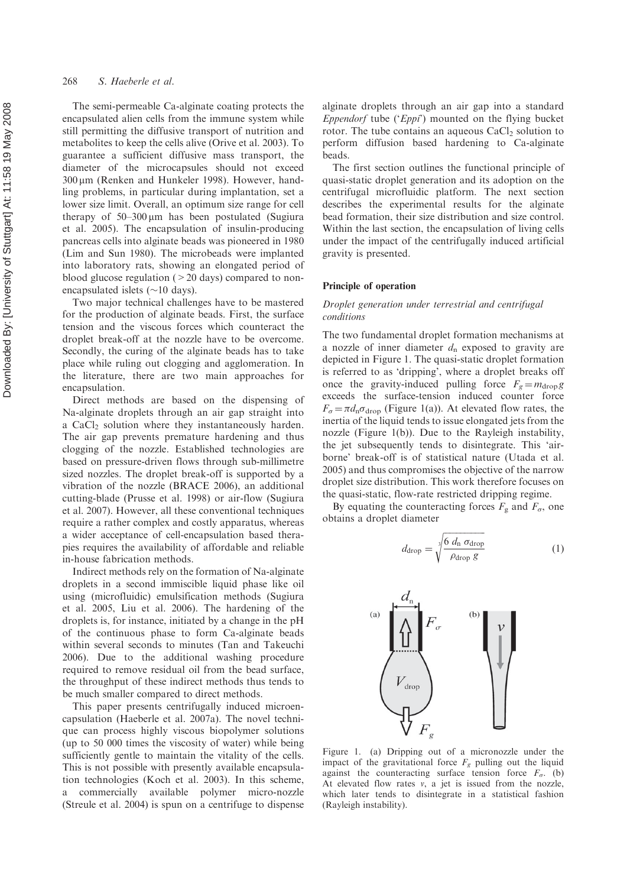The semi-permeable Ca-alginate coating protects the encapsulated alien cells from the immune system while still permitting the diffusive transport of nutrition and metabolites to keep the cells alive (Orive et al. 2003). To guarantee a sufficient diffusive mass transport, the diameter of the microcapsules should not exceed 300 μm (Renken and Hunkeler 1998). However, handling problems, in particular during implantation, set a lower size limit. Overall, an optimum size range for cell therapy of 50–300 μm has been postulated (Sugiura et al. 2005). The encapsulation of insulin-producing pancreas cells into alginate beads was pioneered in 1980 (Lim and Sun 1980). The microbeads were implanted into laboratory rats, showing an elongated period of blood glucose regulation (> 20 days) compared to non-encapsulated islets (~10 days).

Two major technical challenges have to be mastered for the production of alginate beads. First, the surface tension and the viscous forces which counteract the droplet break-off at the nozzle have to be overcome. Secondly, the curing of the alginate beads has to take place while ruling out clogging and agglomeration. In the literature, there are two main approaches for encapsulation.

Direct methods are based on the dispensing of Na-alginate droplets through an air gap straight into a $CaCl_2$ solution where they instantaneously harden. The air gap prevents premature hardening and thus clogging of the nozzle. Established technologies are based on pressure-driven flows through sub-millimetre sized nozzles. The droplet break-off is supported by a vibration of the nozzle (BRACE 2006), an additional cutting-blade (Prusse et al. 1998) or air-flow (Sugiura et al. 2007). However, all these conventional techniques require a rather complex and costly apparatus, whereas a wider acceptance of cell-encapsulation based therapies requires the availability of affordable and reliable in-house fabrication methods.

Indirect methods rely on the formation of Na-alginate droplets in a second immiscible liquid phase like oil using (microfluidic) emulsification methods (Sugiura et al. 2005, Liu et al. 2006). The hardening of the droplets is, for instance, initiated by a change in the pH of the continuous phase to form Ca-alginate beads within several seconds to minutes (Tan and Takeuchi 2006). Due to the additional washing procedure required to remove residual oil from the bead surface, the throughput of these indirect methods thus tends to be much smaller compared to direct methods.

This paper presents centrifugally induced microencapsulation (Haeberle et al. 2007a). The novel technique can process highly viscous biopolymer solutions (up to 50 000 times the viscosity of water) while being sufficiently gentle to maintain the vitality of the cells. This is not possible with presently available encapsulation technologies (Koch et al. 2003). In this scheme, a commercially available polymer micro-nozzle (Streule et al. 2004) is spun on a centrifuge to dispense alginate droplets through an air gap into a standard *Eppendorf* tube ('*Eppi*') mounted on the flying bucket rotor. The tube contains an aqueous $CaCl_2$ solution to perform diffusion based hardening to Ca-alginate beads.

The first section outlines the functional principle of quasi-static droplet generation and its adoption on the centrifugal microfluidic platform. The next section describes the experimental results for the alginate bead formation, their size distribution and size control. Within the last section, the encapsulation of living cells under the impact of the centrifugally induced artificial gravity is presented.

## Principle of operation

### *Droplet generation under terrestrial and centrifugal conditions*

The two fundamental droplet formation mechanisms at a nozzle of inner diameter $d_n$ exposed to gravity are depicted in Figure 1. The quasi-static droplet formation is referred to as 'dripping', where a droplet breaks off once the gravity-induced pulling force $F_g = m_{drop} g$ exceeds the surface-tension induced counter force $F_\sigma = \pi d_n \sigma_{drop}$ (Figure 1(a)). At elevated flow rates, the inertia of the liquid tends to issue elongated jets from the nozzle (Figure 1(b)). Due to the Rayleigh instability, the jet subsequently tends to disintegrate. This 'air-borne' break-off is of statistical nature (Utada et al. 2005) and thus compromises the objective of the narrow droplet size distribution. This work therefore focuses on the quasi-static, flow-rate restricted dripping regime.

By equating the counteracting forces $F_g$ and $F_\sigma$, one obtains a droplet diameter

$$d_{drop} = \sqrt[3]{\frac{6\, d_n\, \sigma_{drop}}{\rho_{drop}\, g}} \qquad (1)$$

Figure 1. (a) Dripping out of a micronozzle under the impact of the gravitational force $F_g$ pulling out the liquid against the counteracting surface tension force $F_\sigma$. (b) At elevated flow rates $v$, a jet is issued from the nozzle, which later tends to disintegrate in a statistical fashion (Rayleigh instability).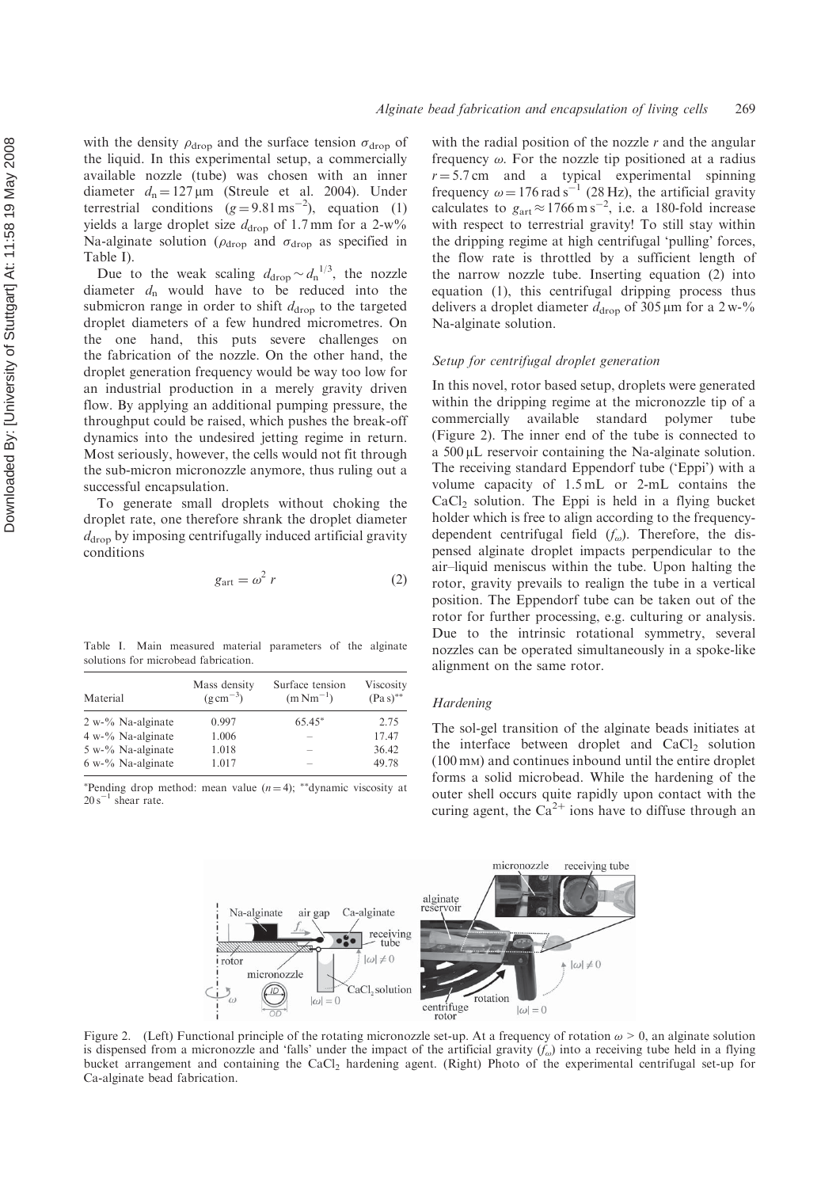with the density $\rho_{drop}$ and the surface tension $\sigma_{drop}$ of the liquid. In this experimental setup, a commercially available nozzle (tube) was chosen with an inner diameter $d_n = 127\,\mu m$ (Streule et al. 2004). Under terrestrial conditions ($g = 9.81\,m s^{-2}$), equation (1) yields a large droplet size $d_{drop}$ of 1.7 mm for a 2-w% Na-alginate solution ($\rho_{drop}$ and $\sigma_{drop}$ as specified in Table I).

Due to the weak scaling $d_{drop} \sim d_n^{1/3}$, the nozzle diameter $d_n$ would have to be reduced into the submicron range in order to shift $d_{drop}$ to the targeted droplet diameters of a few hundred micrometres. On the one hand, this puts severe challenges on the fabrication of the nozzle. On the other hand, the droplet generation frequency would be way too low for an industrial production in a merely gravity driven flow. By applying an additional pumping pressure, the throughput could be raised, which pushes the break-off dynamics into the undesired jetting regime in return. Most seriously, however, the cells would not fit through the sub-micron micronozzle anymore, thus ruling out a successful encapsulation.

To generate small droplets without choking the droplet rate, one therefore shrank the droplet diameter $d_{drop}$ by imposing centrifugally induced artificial gravity conditions

$$g_{art} = \omega^2\, r \tag{2}$$

Table I. Main measured material parameters of the alginate solutions for microbead fabrication.

| Material | Mass density (g cm$^{-3}$) | Surface tension (m N m$^{-1}$) | Viscosity (Pa s)** |
|---|---|---|---|
| 2 w-% Na-alginate | 0.997 | 65.45* | 2.75 |
| 4 w-% Na-alginate | 1.006 | – | 17.47 |
| 5 w-% Na-alginate | 1.018 | – | 36.42 |
| 6 w-% Na-alginate | 1.017 | – | 49.78 |

*Pending drop method: mean value ($n = 4$); **dynamic viscosity at $20\,s^{-1}$ shear rate.

with the radial position of the nozzle $r$ and the angular frequency $\omega$. For the nozzle tip positioned at a radius $r = 5.7$ cm and a typical experimental spinning frequency $\omega = 176\,rad\,s^{-1}$ (28 Hz), the artificial gravity calculates to $g_{art} \approx 1766\,m\,s^{-2}$, i.e. a 180-fold increase with respect to terrestrial gravity! To still stay within the dripping regime at high centrifugal 'pulling' forces, the flow rate is throttled by a sufficient length of the narrow nozzle tube. Inserting equation (2) into equation (1), this centrifugal dripping process thus delivers a droplet diameter $d_{drop}$ of 305 μm for a 2 w-% Na-alginate solution.

### Setup for centrifugal droplet generation

In this novel, rotor based setup, droplets were generated within the dripping regime at the micronozzle tip of a commercially available standard polymer tube (Figure 2). The inner end of the tube is connected to a 500 μL reservoir containing the Na-alginate solution. The receiving standard Eppendorf tube ('Eppi') with a volume capacity of 1.5 mL or 2-mL contains the $CaCl_2$ solution. The Eppi is held in a flying bucket holder which is free to align according to the frequency-dependent centrifugal field ($f_\omega$). Therefore, the dispensed alginate droplet impacts perpendicular to the air–liquid meniscus within the tube. Upon halting the rotor, gravity prevails to realign the tube in a vertical position. The Eppendorf tube can be taken out of the rotor for further processing, e.g. culturing or analysis. Due to the intrinsic rotational symmetry, several nozzles can be operated simultaneously in a spoke-like alignment on the same rotor.

### Hardening

The sol-gel transition of the alginate beads initiates at the interface between droplet and $CaCl_2$ solution (100 mM) and continues inbound until the entire droplet forms a solid microbead. While the hardening of the outer shell occurs quite rapidly upon contact with the curing agent, the $Ca^{2+}$ ions have to diffuse through an

Figure 2. (Left) Functional principle of the rotating micronozzle set-up. At a frequency of rotation $\omega > 0$, an alginate solution is dispensed from a micronozzle and 'falls' under the impact of the artificial gravity ($f_\omega$) into a receiving tube held in a flying bucket arrangement and containing the $CaCl_2$ hardening agent. (Right) Photo of the experimental centrifugal set-up for Ca-alginate bead fabrication.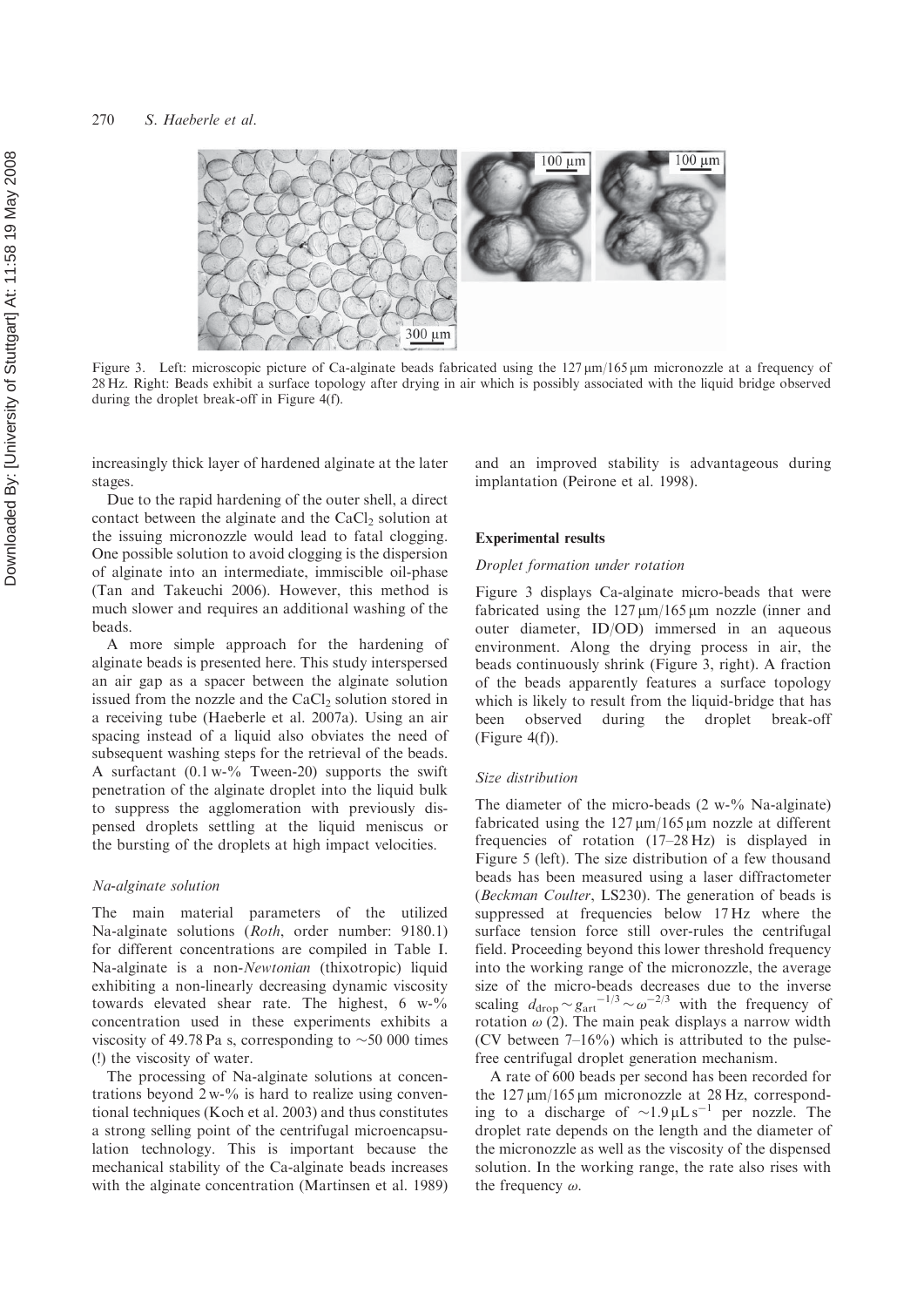Figure 3. Left: microscopic picture of Ca-alginate beads fabricated using the 127 μm/165 μm micronozzle at a frequency of 28 Hz. Right: Beads exhibit a surface topology after drying in air which is possibly associated with the liquid bridge observed during the droplet break-off in Figure 4(f).

increasingly thick layer of hardened alginate at the later stages.

Due to the rapid hardening of the outer shell, a direct contact between the alginate and the $CaCl_2$ solution at the issuing micronozzle would lead to fatal clogging. One possible solution to avoid clogging is the dispersion of alginate into an intermediate, immiscible oil-phase (Tan and Takeuchi 2006). However, this method is much slower and requires an additional washing of the beads.

A more simple approach for the hardening of alginate beads is presented here. This study interspersed an air gap as a spacer between the alginate solution issued from the nozzle and the $CaCl_2$ solution stored in a receiving tube (Haeberle et al. 2007a). Using an air spacing instead of a liquid also obviates the need of subsequent washing steps for the retrieval of the beads. A surfactant (0.1 w-% Tween-20) supports the swift penetration of the alginate droplet into the liquid bulk to suppress the agglomeration with previously dispensed droplets settling at the liquid meniscus or the bursting of the droplets at high impact velocities.

### Na-alginate solution

The main material parameters of the utilized Na-alginate solutions (*Roth*, order number: 9180.1) for different concentrations are compiled in Table I. Na-alginate is a non-*Newtonian* (thixotropic) liquid exhibiting a non-linearly decreasing dynamic viscosity towards elevated shear rate. The highest, 6 w-% concentration used in these experiments exhibits a viscosity of 49.78 Pa s, corresponding to ~50 000 times (!) the viscosity of water.

The processing of Na-alginate solutions at concentrations beyond 2 w-% is hard to realize using conventional techniques (Koch et al. 2003) and thus constitutes a strong selling point of the centrifugal microencapsulation technology. This is important because the mechanical stability of the Ca-alginate beads increases with the alginate concentration (Martinsen et al. 1989) and an improved stability is advantageous during implantation (Peirone et al. 1998).

## Experimental results

### Droplet formation under rotation

Figure 3 displays Ca-alginate micro-beads that were fabricated using the 127 μm/165 μm nozzle (inner and outer diameter, ID/OD) immersed in an aqueous environment. Along the drying process in air, the beads continuously shrink (Figure 3, right). A fraction of the beads apparently features a surface topology which is likely to result from the liquid-bridge that has been observed during the droplet break-off (Figure 4(f)).

### Size distribution

The diameter of the micro-beads (2 w-% Na-alginate) fabricated using the 127 μm/165 μm nozzle at different frequencies of rotation (17–28 Hz) is displayed in Figure 5 (left). The size distribution of a few thousand beads has been measured using a laser diffractometer (*Beckman Coulter*, LS230). The generation of beads is suppressed at frequencies below 17 Hz where the surface tension force still over-rules the centrifugal field. Proceeding beyond this lower threshold frequency into the working range of the micronozzle, the average size of the micro-beads decreases due to the inverse scaling $d_{drop} \sim g_{art}^{-1/3} \sim \omega^{-2/3}$ with the frequency of rotation $\omega$ (2). The main peak displays a narrow width (CV between 7–16%) which is attributed to the pulse-free centrifugal droplet generation mechanism.

A rate of 600 beads per second has been recorded for the 127 μm/165 μm micronozzle at 28 Hz, corresponding to a discharge of $\sim 1.9\,\mu L\,s^{-1}$ per nozzle. The droplet rate depends on the length and the diameter of the micronozzle as well as the viscosity of the dispensed solution. In the working range, the rate also rises with the frequency $\omega$.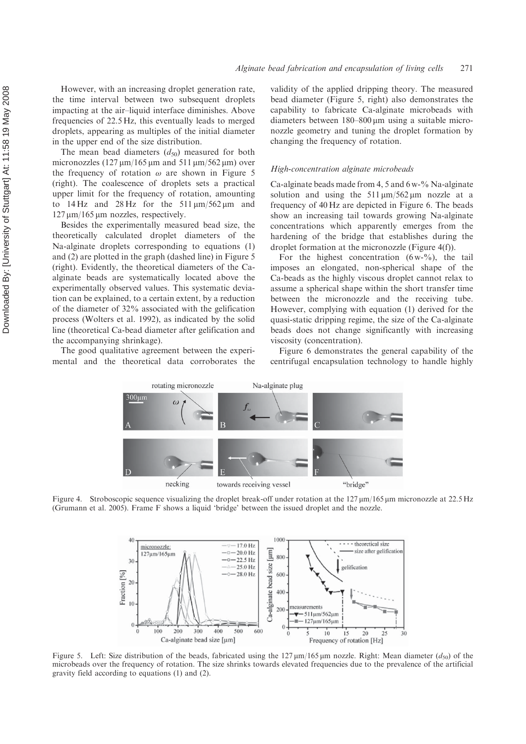However, with an increasing droplet generation rate, the time interval between two subsequent droplets impacting at the air–liquid interface diminishes. Above frequencies of 22.5 Hz, this eventually leads to merged droplets, appearing as multiples of the initial diameter in the upper end of the size distribution.

The mean bead diameters ($d_{50}$) measured for both micronozzles (127 μm/165 μm and 511 μm/562 μm) over the frequency of rotation $\omega$ are shown in Figure 5 (right). The coalescence of droplets sets a practical upper limit for the frequency of rotation, amounting to 14 Hz and 28 Hz for the 511 μm/562 μm and 127 μm/165 μm nozzles, respectively.

Besides the experimentally measured bead size, the theoretically calculated droplet diameters of the Na-alginate droplets corresponding to equations (1) and (2) are plotted in the graph (dashed line) in Figure 5 (right). Evidently, the theoretical diameters of the Ca-alginate beads are systematically located above the experimentally observed values. This systematic deviation can be explained, to a certain extent, by a reduction of the diameter of 32% associated with the gelification process (Wolters et al. 1992), as indicated by the solid line (theoretical Ca-bead diameter after gelification and the accompanying shrinkage).

The good qualitative agreement between the experimental and the theoretical data corroborates the validity of the applied dripping theory. The measured bead diameter (Figure 5, right) also demonstrates the capability to fabricate Ca-alginate microbeads with diameters between 180–800 μm using a suitable micronozzle geometry and tuning the droplet formation by changing the frequency of rotation.

### *High-concentration alginate microbeads*

Ca-alginate beads made from 4, 5 and 6 w-% Na-alginate solution and using the 511 μm/562 μm nozzle at a frequency of 40 Hz are depicted in Figure 6. The beads show an increasing tail towards growing Na-alginate concentrations which apparently emerges from the hardening of the bridge that establishes during the droplet formation at the micronozzle (Figure 4(f)).

For the highest concentration (6 w-%), the tail imposes an elongated, non-spherical shape of the Ca-beads as the highly viscous droplet cannot relax to assume a spherical shape within the short transfer time between the micronozzle and the receiving tube. However, complying with equation (1) derived for the quasi-static dripping regime, the size of the Ca-alginate beads does not change significantly with increasing viscosity (concentration).

Figure 6 demonstrates the general capability of the centrifugal encapsulation technology to handle highly

Figure 4. Stroboscopic sequence visualizing the droplet break-off under rotation at the 127 μm/165 μm micronozzle at 22.5 Hz (Grumann et al. 2005). Frame F shows a liquid 'bridge' between the issued droplet and the nozzle.

Figure 5. Left: Size distribution of the beads, fabricated using the 127 μm/165 μm nozzle. Right: Mean diameter ($d_{50}$) of the microbeads over the frequency of rotation. The size shrinks towards elevated frequencies due to the prevalence of the artificial gravity field according to equations (1) and (2).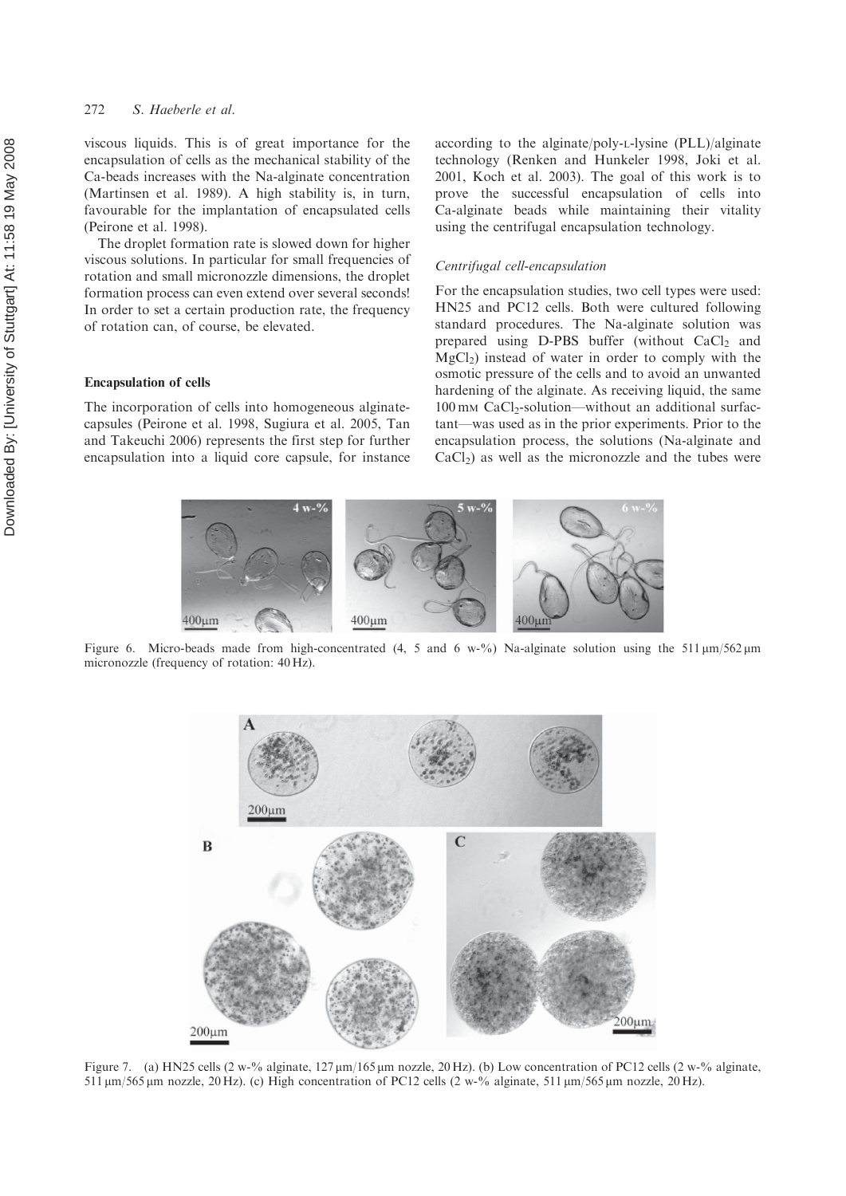viscous liquids. This is of great importance for the encapsulation of cells as the mechanical stability of the Ca-beads increases with the Na-alginate concentration (Martinsen et al. 1989). A high stability is, in turn, favourable for the implantation of encapsulated cells (Peirone et al. 1998).

The droplet formation rate is slowed down for higher viscous solutions. In particular for small frequencies of rotation and small micronozzle dimensions, the droplet formation process can even extend over several seconds! In order to set a certain production rate, the frequency of rotation can, of course, be elevated.

## Encapsulation of cells

The incorporation of cells into homogeneous alginate-capsules (Peirone et al. 1998, Sugiura et al. 2005, Tan and Takeuchi 2006) represents the first step for further encapsulation into a liquid core capsule, for instance according to the alginate/poly-L-lysine (PLL)/alginate technology (Renken and Hunkeler 1998, Joki et al. 2001, Koch et al. 2003). The goal of this work is to prove the successful encapsulation of cells into Ca-alginate beads while maintaining their vitality using the centrifugal encapsulation technology.

### *Centrifugal cell-encapsulation*

For the encapsulation studies, two cell types were used: HN25 and PC12 cells. Both were cultured following standard procedures. The Na-alginate solution was prepared using D-PBS buffer (without $CaCl_2$ and $MgCl_2$) instead of water in order to comply with the osmotic pressure of the cells and to avoid an unwanted hardening of the alginate. As receiving liquid, the same 100 mM $CaCl_2$-solution—without an additional surfactant—was used as in the prior experiments. Prior to the encapsulation process, the solutions (Na-alginate and $CaCl_2$) as well as the micronozzle and the tubes were

Figure 6. Micro-beads made from high-concentrated (4, 5 and 6 w-%) Na-alginate solution using the 511 μm/562 μm micronozzle (frequency of rotation: 40 Hz).

Figure 7. (a) HN25 cells (2 w-% alginate, 127 μm/165 μm nozzle, 20 Hz). (b) Low concentration of PC12 cells (2 w-% alginate, 511 μm/565 μm nozzle, 20 Hz). (c) High concentration of PC12 cells (2 w-% alginate, 511 μm/565 μm nozzle, 20 Hz).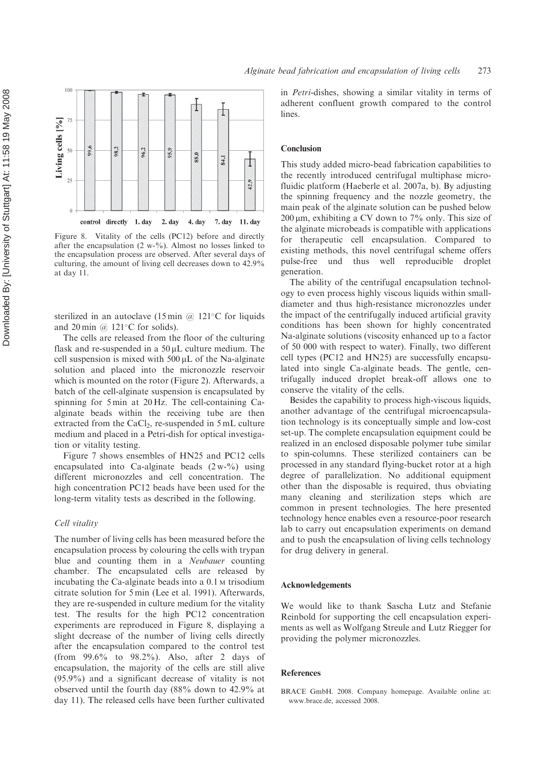Figure 8. Vitality of the cells (PC12) before and directly after the encapsulation (2 w-%). Almost no losses linked to the encapsulation process are observed. After several days of culturing, the amount of living cell decreases down to 42.9% at day 11.

sterilized in an autoclave (15 min @ 121°C for liquids and 20 min @ 121°C for solids).

The cells are released from the floor of the culturing flask and re-suspended in a 50 μL culture medium. The cell suspension is mixed with 500 μL of the Na-alginate solution and placed into the micronozzle reservoir which is mounted on the rotor (Figure 2). Afterwards, a batch of the cell-alginate suspension is encapsulated by spinning for 5 min at 20 Hz. The cell-containing Ca-alginate beads within the receiving tube are then extracted from the $CaCl_2$, re-suspended in 5 mL culture medium and placed in a Petri-dish for optical investigation or vitality testing.

Figure 7 shows ensembles of HN25 and PC12 cells encapsulated into Ca-alginate beads (2 w-%) using different micronozzles and cell concentration. The high concentration PC12 beads have been used for the long-term vitality tests as described in the following.

### *Cell vitality*

The number of living cells has been measured before the encapsulation process by colouring the cells with trypan blue and counting them in a *Neubauer* counting chamber. The encapsulated cells are released by incubating the Ca-alginate beads into a 0.1 M trisodium citrate solution for 5 min (Lee et al. 1991). Afterwards, they are re-suspended in culture medium for the vitality test. The results for the high PC12 concentration experiments are reproduced in Figure 8, displaying a slight decrease of the number of living cells directly after the encapsulation compared to the control test (from 99.6% to 98.2%). Also, after 2 days of encapsulation, the majority of the cells are still alive (95.9%) and a significant decrease of vitality is not observed until the fourth day (88% down to 42.9% at day 11). The released cells have been further cultivated in *Petri*-dishes, showing a similar vitality in terms of adherent confluent growth compared to the control lines.

## Conclusion

This study added micro-bead fabrication capabilities to the recently introduced centrifugal multiphase microfluidic platform (Haeberle et al. 2007a, b). By adjusting the spinning frequency and the nozzle geometry, the main peak of the alginate solution can be pushed below 200 μm, exhibiting a CV down to 7% only. This size of the alginate microbeads is compatible with applications for therapeutic cell encapsulation. Compared to existing methods, this novel centrifugal scheme offers pulse-free und thus well reproducible droplet generation.

The ability of the centrifugal encapsulation technology to even process highly viscous liquids within small-diameter and thus high-resistance micronozzles under the impact of the centrifugally induced artificial gravity conditions has been shown for highly concentrated Na-alginate solutions (viscosity enhanced up to a factor of 50 000 with respect to water). Finally, two different cell types (PC12 and HN25) are successfully encapsulated into single Ca-alginate beads. The gentle, centrifugally induced droplet break-off allows one to conserve the vitality of the cells.

Besides the capability to process high-viscous liquids, another advantage of the centrifugal microencapsulation technology is its conceptually simple and low-cost set-up. The complete encapsulation equipment could be realized in an enclosed disposable polymer tube similar to spin-columns. These sterilized containers can be processed in any standard flying-bucket rotor at a high degree of parallelization. No additional equipment other than the disposable is required, thus obviating many cleaning and sterilization steps which are common in present technologies. The here presented technology hence enables even a resource-poor research lab to carry out encapsulation experiments on demand and to push the encapsulation of living cells technology for drug delivery in general.

## Acknowledgements

We would like to thank Sascha Lutz and Stefanie Reinbold for supporting the cell encapsulation experiments as well as Wolfgang Streule and Lutz Riegger for providing the polymer micronozzles.

## References

BRACE GmbH. 2008. Company homepage. Available online at: www.brace.de, accessed 2008.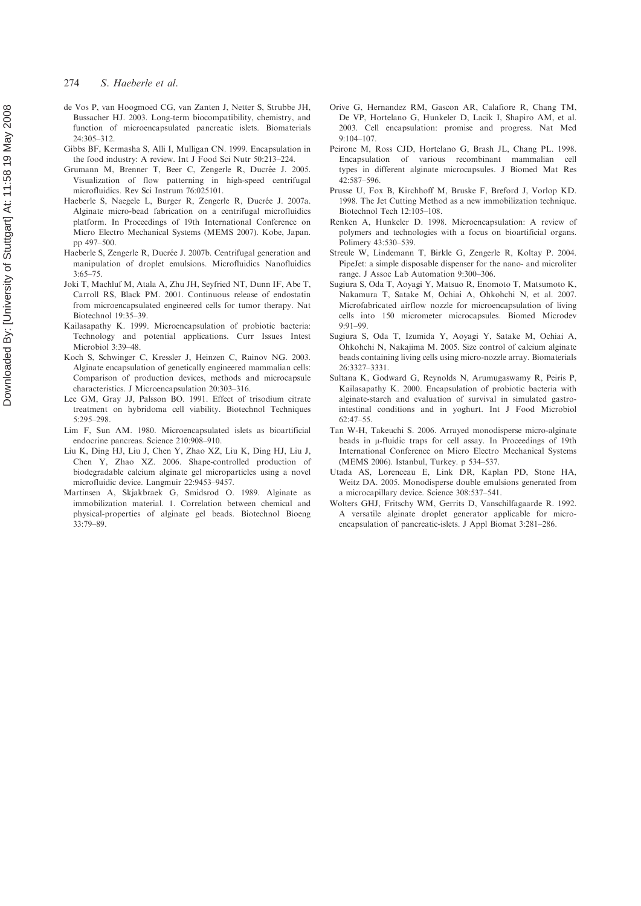de Vos P, van Hoogmoed CG, van Zanten J, Netter S, Strubbe JH, Bussacher HJ. 2003. Long-term biocompatibility, chemistry, and function of microencapsulated pancreatic islets. Biomaterials 24:305–312.

Gibbs BF, Kermasha S, Alli I, Mulligan CN. 1999. Encapsulation in the food industry: A review. Int J Food Sci Nutr 50:213–224.

Grumann M, Brenner T, Beer C, Zengerle R, Ducrée J. 2005. Visualization of flow patterning in high-speed centrifugal microfluidics. Rev Sci Instrum 76:025101.

Haeberle S, Naegele L, Burger R, Zengerle R, Ducrée J. 2007a. Alginate micro-bead fabrication on a centrifugal microfluidics platform. In Proceedings of 19th International Conference on Micro Electro Mechanical Systems (MEMS 2007). Kobe, Japan. pp 497–500.

Haeberle S, Zengerle R, Ducrée J. 2007b. Centrifugal generation and manipulation of droplet emulsions. Microfluidics Nanofluidics 3:65–75.

Joki T, Machluf M, Atala A, Zhu JH, Seyfried NT, Dunn IF, Abe T, Carroll RS, Black PM. 2001. Continuous release of endostatin from microencapsulated engineered cells for tumor therapy. Nat Biotechnol 19:35–39.

Kailasapathy K. 1999. Microencapsulation of probiotic bacteria: Technology and potential applications. Curr Issues Intest Microbiol 3:39–48.

Koch S, Schwinger C, Kressler J, Heinzen C, Rainov NG. 2003. Alginate encapsulation of genetically engineered mammalian cells: Comparison of production devices, methods and microcapsule characteristics. J Microencapsulation 20:303–316.

Lee GM, Gray JJ, Palsson BO. 1991. Effect of trisodium citrate treatment on hybridoma cell viability. Biotechnol Techniques 5:295–298.

Lim F, Sun AM. 1980. Microencapsulated islets as bioartificial endocrine pancreas. Science 210:908–910.

Liu K, Ding HJ, Liu J, Chen Y, Zhao XZ, Liu K, Ding HJ, Liu J, Chen Y, Zhao XZ. 2006. Shape-controlled production of biodegradable calcium alginate gel microparticles using a novel microfluidic device. Langmuir 22:9453–9457.

Martinsen A, Skjakbraek G, Smidsrod O. 1989. Alginate as immobilization material. 1. Correlation between chemical and physical-properties of alginate gel beads. Biotechnol Bioeng 33:79–89.

Orive G, Hernandez RM, Gascon AR, Calafiore R, Chang TM, De VP, Hortelano G, Hunkeler D, Lacik I, Shapiro AM, et al. 2003. Cell encapsulation: promise and progress. Nat Med 9:104–107.

Peirone M, Ross CJD, Hortelano G, Brash JL, Chang PL. 1998. Encapsulation of various recombinant mammalian cell types in different alginate microcapsules. J Biomed Mat Res 42:587–596.

Prusse U, Fox B, Kirchhoff M, Bruske F, Breford J, Vorlop KD. 1998. The Jet Cutting Method as a new immobilization technique. Biotechnol Tech 12:105–108.

Renken A, Hunkeler D. 1998. Microencapsulation: A review of polymers and technologies with a focus on bioartificial organs. Polimery 43:530–539.

Streule W, Lindemann T, Birkle G, Zengerle R, Koltay P. 2004. PipeJet: a simple disposable dispenser for the nano- and microliter range. J Assoc Lab Automation 9:300–306.

Sugiura S, Oda T, Aoyagi Y, Matsuo R, Enomoto T, Matsumoto K, Nakamura T, Satake M, Ochiai A, Ohkohchi N, et al. 2007. Microfabricated airflow nozzle for microencapsulation of living cells into 150 micrometer microcapsules. Biomed Microdev 9:91–99.

Sugiura S, Oda T, Izumida Y, Aoyagi Y, Satake M, Ochiai A, Ohkohchi N, Nakajima M. 2005. Size control of calcium alginate beads containing living cells using micro-nozzle array. Biomaterials 26:3327–3331.

Sultana K, Godward G, Reynolds N, Arumugaswamy R, Peiris P, Kailasapathy K. 2000. Encapsulation of probiotic bacteria with alginate-starch and evaluation of survival in simulated gastrointestinal conditions and in yoghurt. Int J Food Microbiol 62:47–55.

Tan W-H, Takeuchi S. 2006. Arrayed monodisperse micro-alginate beads in μ-fluidic traps for cell assay. In Proceedings of 19th International Conference on Micro Electro Mechanical Systems (MEMS 2006). Istanbul, Turkey. p 534–537.

Utada AS, Lorenceau E, Link DR, Kaplan PD, Stone HA, Weitz DA. 2005. Monodisperse double emulsions generated from a microcapillary device. Science 308:537–541.

Wolters GHJ, Fritschy WM, Gerrits D, Vanschilfagaarde R. 1992. A versatile alginate droplet generator applicable for microencapsulation of pancreatic-islets. J Appl Biomat 3:281–286.